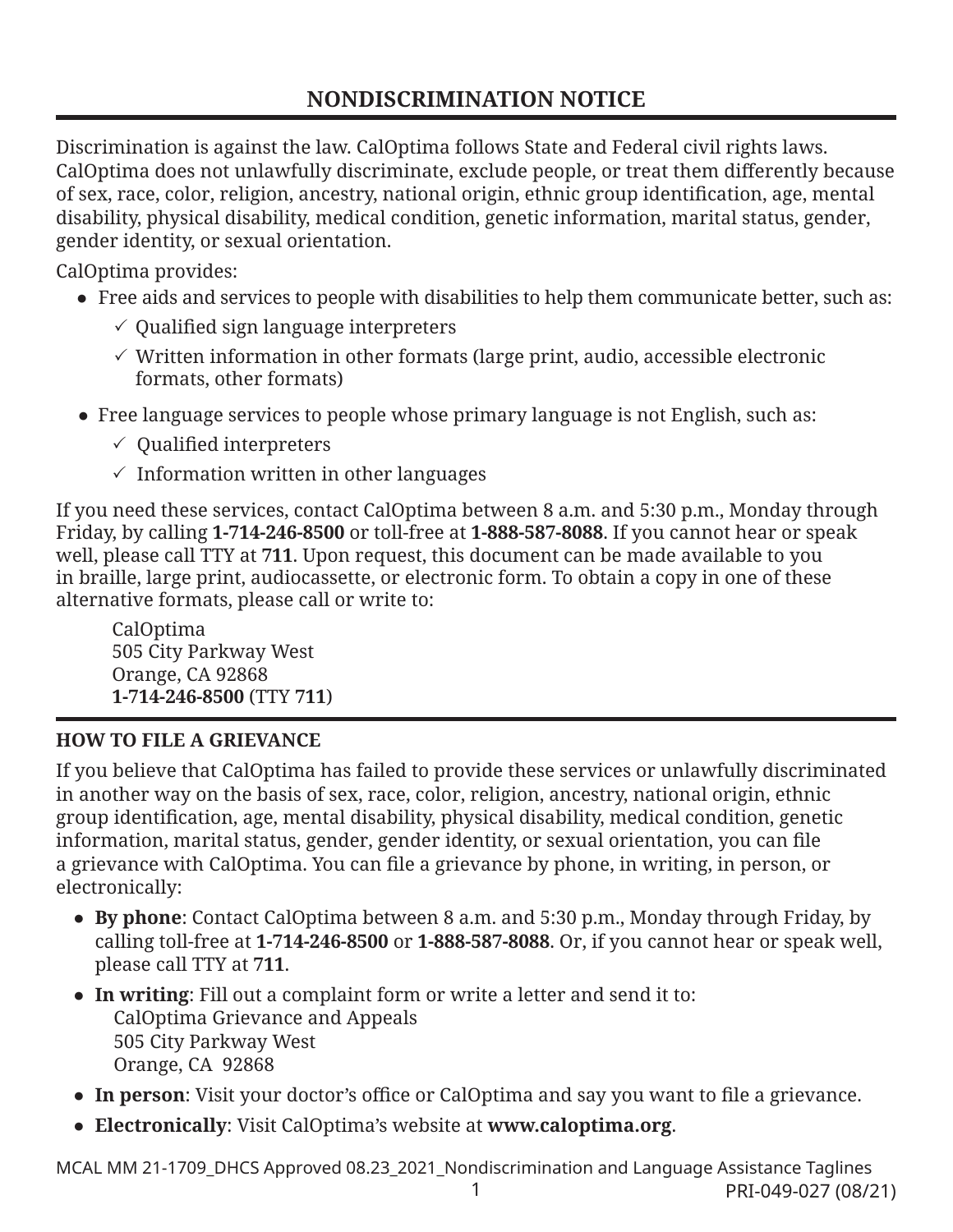# NONDISCRIMINATION NOTICE

Discrimination is against the law. CalOptima follows State and Federal civil rights laws. CalOptima does not unlawfully discriminate, exclude people, or treat them differently because of sex, race, color, religion, ancestry, national origin, ethnic group identification, age, mental disability, physical disability, medical condition, genetic information, marital status, gender, gender identity, or sexual orientation.

CalOptima provides:

- Free aids and services to people with disabilities to help them communicate better, such as:
  - ✓ Qualified sign language interpreters
  - ✓ Written information in other formats (large print, audio, accessible electronic formats, other formats)
- Free language services to people whose primary language is not English, such as:
  - ✓ Qualified interpreters
  - ✓ Information written in other languages

If you need these services, contact CalOptima between 8 a.m. and 5:30 p.m., Monday through Friday, by calling **1-714-246-8500** or toll-free at **1-888-587-8088**. If you cannot hear or speak well, please call TTY at **711**. Upon request, this document can be made available to you in braille, large print, audiocassette, or electronic form. To obtain a copy in one of these alternative formats, please call or write to:

CalOptima
505 City Parkway West
Orange, CA 92868
**1-714-246-8500** (TTY **711**)

## HOW TO FILE A GRIEVANCE

If you believe that CalOptima has failed to provide these services or unlawfully discriminated in another way on the basis of sex, race, color, religion, ancestry, national origin, ethnic group identification, age, mental disability, physical disability, medical condition, genetic information, marital status, gender, gender identity, or sexual orientation, you can file a grievance with CalOptima. You can file a grievance by phone, in writing, in person, or electronically:

- **By phone**: Contact CalOptima between 8 a.m. and 5:30 p.m., Monday through Friday, by calling toll-free at **1-714-246-8500** or **1-888-587-8088**. Or, if you cannot hear or speak well, please call TTY at **711**.
- **In writing**: Fill out a complaint form or write a letter and send it to:
  CalOptima Grievance and Appeals
  505 City Parkway West
  Orange, CA 92868
- **In person**: Visit your doctor's office or CalOptima and say you want to file a grievance.
- **Electronically**: Visit CalOptima's website at **www.caloptima.org**.

MCAL MM 21-1709_DHCS Approved 08.23_2021_Nondiscrimination and Language Assistance Taglines
PRI-049-027 (08/21)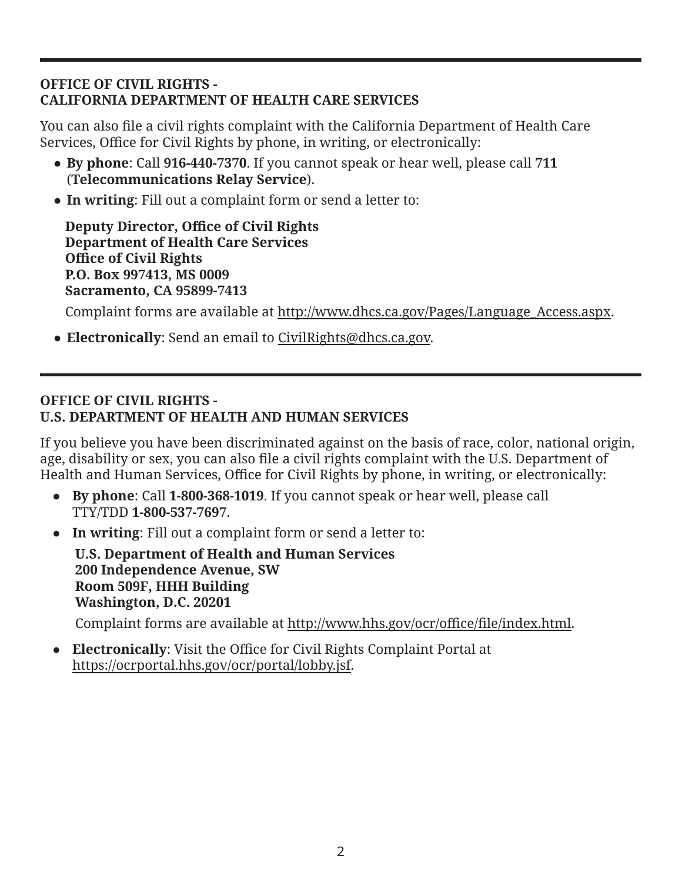---

**OFFICE OF CIVIL RIGHTS -**
**CALIFORNIA DEPARTMENT OF HEALTH CARE SERVICES**

You can also file a civil rights complaint with the California Department of Health Care Services, Office for Civil Rights by phone, in writing, or electronically:

- **By phone**: Call **916-440-7370**. If you cannot speak or hear well, please call **711 (Telecommunications Relay Service)**.
- **In writing**: Fill out a complaint form or send a letter to:

  **Deputy Director, Office of Civil Rights**
  **Department of Health Care Services**
  **Office of Civil Rights**
  **P.O. Box 997413, MS 0009**
  **Sacramento, CA 95899-7413**

  Complaint forms are available at http://www.dhcs.ca.gov/Pages/Language_Access.aspx.

- **Electronically**: Send an email to CivilRights@dhcs.ca.gov.

---

**OFFICE OF CIVIL RIGHTS -**
**U.S. DEPARTMENT OF HEALTH AND HUMAN SERVICES**

If you believe you have been discriminated against on the basis of race, color, national origin, age, disability or sex, you can also file a civil rights complaint with the U.S. Department of Health and Human Services, Office for Civil Rights by phone, in writing, or electronically:

- **By phone**: Call **1-800-368-1019**. If you cannot speak or hear well, please call TTY/TDD **1-800-537-7697**.
- **In writing**: Fill out a complaint form or send a letter to:

  **U.S. Department of Health and Human Services**
  **200 Independence Avenue, SW**
  **Room 509F, HHH Building**
  **Washington, D.C. 20201**

  Complaint forms are available at http://www.hhs.gov/ocr/office/file/index.html.

- **Electronically**: Visit the Office for Civil Rights Complaint Portal at https://ocrportal.hhs.gov/ocr/portal/lobby.jsf.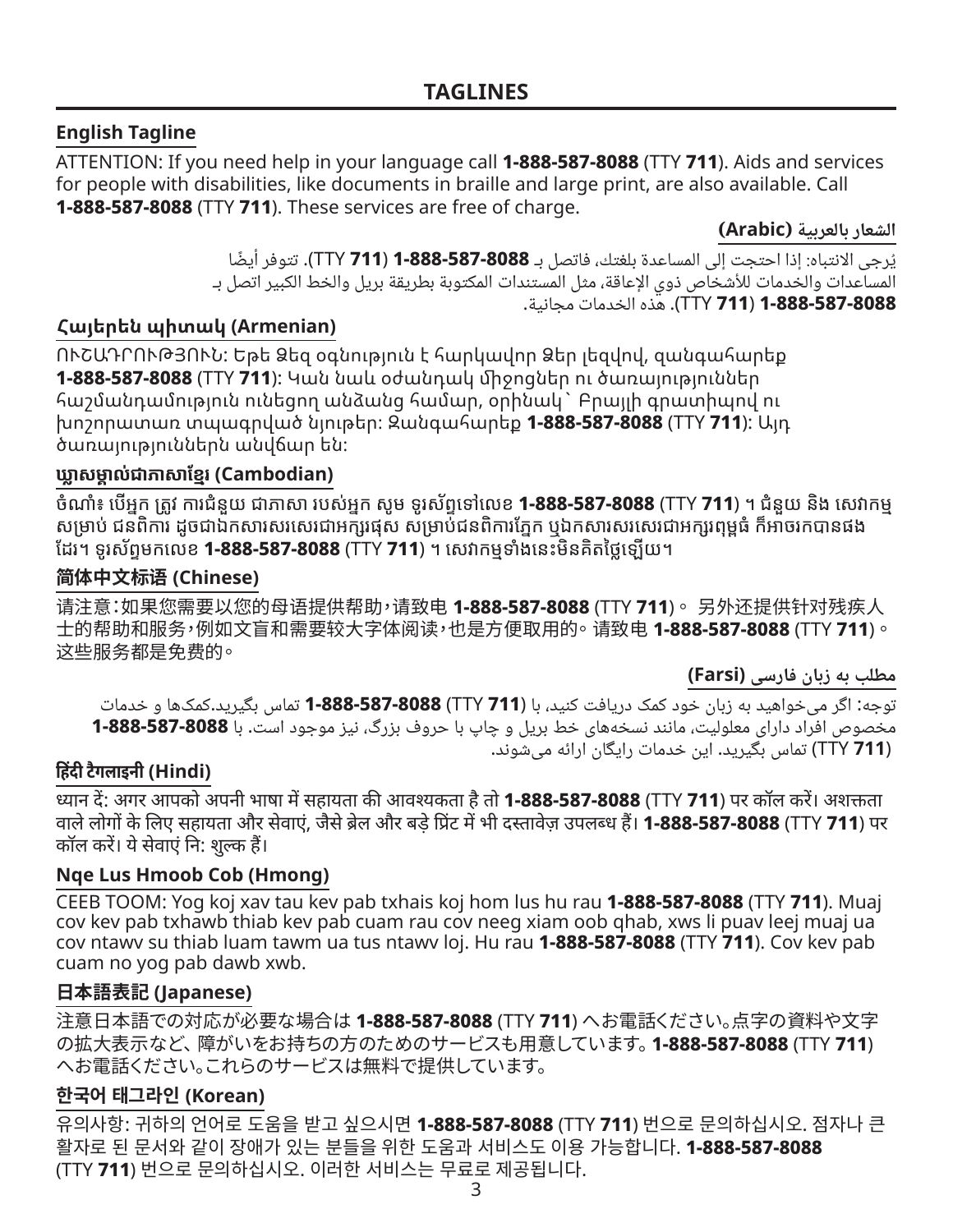# TAGLINES

## English Tagline

ATTENTION: If you need help in your language call **1-888-587-8088** (TTY **711**). Aids and services for people with disabilities, like documents in braille and large print, are also available. Call **1-888-587-8088** (TTY **711**). These services are free of charge.

## الشعار بالعربية (Arabic)

يُرجى الانتباه: إذا احتجت إلى المساعدة بلغتك، فاتصل بـ **1-888-587-8088** (TTY **711**). تتوفر أيضًا المساعدات والخدمات للأشخاص ذوي الإعاقة، مثل المستندات المكتوبة بطريقة بريل والخط الكبير اتصل بـ **1-888-587-8088** (TTY **711**). هذه الخدمات مجانية.

## Հայերեն պիտակ (Armenian)

ՈՒՇԱԴՐՈՒԹՅՈՒՆ: Եթե Ձեզ օգնություն է հարկավոր Ձեր լեզվով, զանգահարեք **1-888-587-8088** (TTY **711**): Կան նաև օժանդակ միջոցներ ու ծառայություններ հաշմանդամություն ունեցող անձանց համար, օրինակ` Բրայլի գրատիպով ու խոշորատառ տպագրված նյութեր: Զանգահարեք **1-888-587-8088** (TTY **711**): Այդ ծառայություններն անվճար են:

## ឃ្លាសម្គាល់ជាភាសាខ្មែរ (Cambodian)

ចំណាំ៖ បើអ្នក ត្រូវ ការជំនួយ ជាភាសា របស់អ្នក សូម ទូរស័ព្ទទៅលេខ **1-888-587-8088** (TTY **711**) ។ ជំនួយ និង សេវាកម្ម សម្រាប់ ជនពិការ ដូចជាឯកសារសរសេរជាអក្សរផុស សម្រាប់ជនពិការភ្នែក ឬឯកសារសរសេរជាអក្សរពុម្ពធំ ក៏អាចរកបានផង ដែរ។ ទូរស័ព្ទមកលេខ **1-888-587-8088** (TTY **711**) ។ សេវាកម្មទាំងនេះមិនគិតថ្លៃឡើយ។

## 简体中文标语 (Chinese)

请注意：如果您需要以您的母语提供帮助，请致电 **1-888-587-8088** (TTY **711**)。 另外还提供针对残疾人士的帮助和服务，例如文盲和需要较大字体阅读，也是方便取用的。请致电 **1-888-587-8088** (TTY **711**)。这些服务都是免费的。

## مطلب به زبان فارسی (Farsi)

توجه: اگر می‌خواهید به زبان خود کمک دریافت کنید، با **1-888-587-8088** (TTY **711**) تماس بگیرید.کمک‌ها و خدمات مخصوص افراد دارای معلولیت، مانند نسخه‌های خط بریل و چاپ با حروف بزرگ، نیز موجود است. با **1-888-587-8088** (TTY **711**) تماس بگیرید. این خدمات رایگان ارائه می‌شوند.

## हिंदी टैगलाइनी (Hindi)

ध्यान दें: अगर आपको अपनी भाषा में सहायता की आवश्यकता है तो **1-888-587-8088** (TTY **711**) पर कॉल करें। अशक्तता वाले लोगों के लिए सहायता और सेवाएं, जैसे ब्रेल और बड़े प्रिंट में भी दस्तावेज़ उपलब्ध हैं। **1-888-587-8088** (TTY **711**) पर कॉल करें। ये सेवाएं नि: शुल्क हैं।

## Nqe Lus Hmoob Cob (Hmong)

CEEB TOOM: Yog koj xav tau kev pab txhais koj hom lus hu rau **1-888-587-8088** (TTY **711**). Muaj cov kev pab txhawb thiab kev pab cuam rau cov neeg xiam oob qhab, xws li puav leej muaj ua cov ntawv su thiab luam tawm ua tus ntawv loj. Hu rau **1-888-587-8088** (TTY **711**). Cov kev pab cuam no yog pab dawb xwb.

## 日本語表記 (Japanese)

注意日本語での対応が必要な場合は **1-888-587-8088** (TTY **711**) へお電話ください。点字の資料や文字の拡大表示など、障がいをお持ちの方のためのサービスも用意しています。**1-888-587-8088** (TTY **711**) へお電話ください。これらのサービスは無料で提供しています。

## 한국어 태그라인 (Korean)

유의사항: 귀하의 언어로 도움을 받고 싶으시면 **1-888-587-8088** (TTY **711**) 번으로 문의하십시오. 점자나 큰 활자로 된 문서와 같이 장애가 있는 분들을 위한 도움과 서비스도 이용 가능합니다. **1-888-587-8088** (TTY **711**) 번으로 문의하십시오. 이러한 서비스는 무료로 제공됩니다.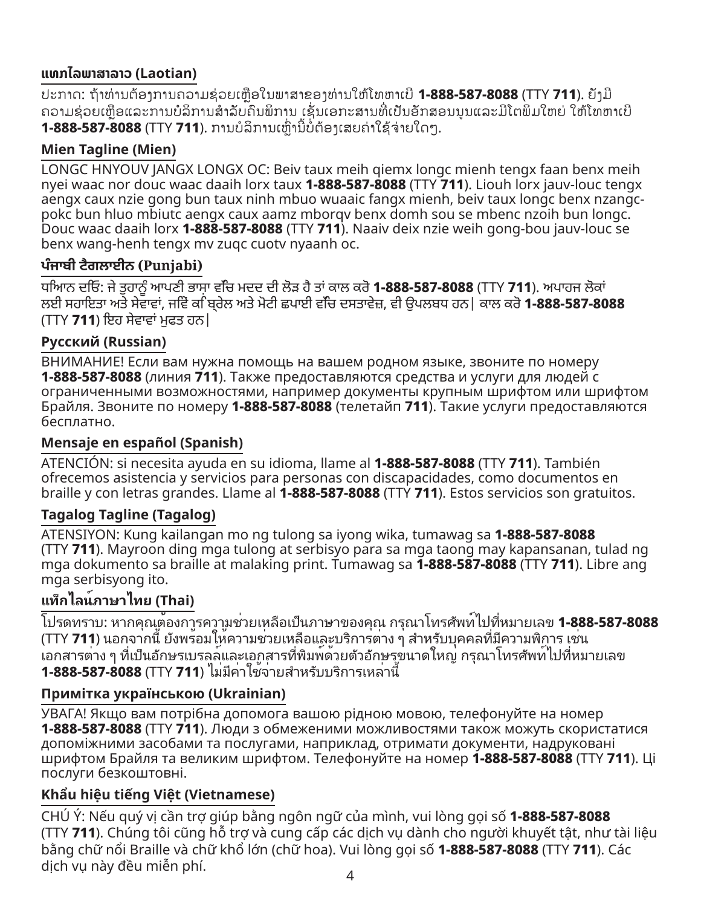**ແທກໄລພາສາລາວ (Laotian)**

ປະກາດ: ຖ້າທ່ານຕ້ອງການຄວາມຊ່ວຍເຫຼືອໃນພາສາຂອງທ່ານໃຫ້ໂທຫາເບີ **1-888-587-8088** (TTY **711**). ຍັງມີຄວາມຊ່ວຍເຫຼືອແລະການບໍລິການສຳລັບຄົນພິການ ເຊັ່ນເອກະສານທີ່ເປັນອັກສອນນູນແລະມີໂຕພິມໃຫຍ່ ໃຫ້ໂທຫາເບີ **1-888-587-8088** (TTY **711**). ການບໍລິການເຫຼົ່ານີ້ບໍ່ຕ້ອງເສຍຄ່າໃຊ້ຈ່າຍໃດໆ.

**Mien Tagline (Mien)**

LONGC HNYOUV JANGX LONGX OC: Beiv taux meih qiemx longc mienh tengx faan benx meih nyei waac nor douc waac daaih lorx taux **1-888-587-8088** (TTY **711**). Liouh lorx jauv-louc tengx aengx caux nzie gong bun taux ninh mbuo wuaaic fangx mienh, beiv taux longc benx nzangc-pokc bun hluo mbiutc aengx caux aamz mborqv benx domh sou se mbenc nzoih bun longc. Douc waac daaih lorx **1-888-587-8088** (TTY **711**). Naaiv deix nzie weih gong-bou jauv-louc se benx wang-henh tengx mv zuqc cuotv nyaanh oc.

**ਪੰਜਾਬੀ ਟੈਗਲਾਈਨ (Punjabi)**

ਧਿਆਨ ਦਓਿ: ਜੇ ਤੁਹਾਨੂੰ ਆਪਣੀ ਭਾਸ਼ਾ ਵਿੱਚ ਮਦਦ ਦੀ ਲੋੜ ਹੈ ਤਾਂ ਕਾਲ ਕਰੋ **1-888-587-8088** (TTY **711**). ਅਪਾਹਜ ਲੋਕਾਂ ਲਈ ਸਹਾਇਤਾ ਅਤੇ ਸੇਵਾਵਾਂ, ਜਵੇਂ ਕਿ ਬ੍ਰੇਲ ਅਤੇ ਮੋਟੀ ਛਪਾਈ ਵਿੱਚ ਦਸਤਾਵੇਜ਼, ਵੀ ਉਪਲਬਧ ਹਨ| ਕਾਲ ਕਰੋ **1-888-587-8088** (TTY **711**) ਇਹ ਸੇਵਾਵਾਂ ਮੁਫਤ ਹਨ|

**Русский (Russian)**

ВНИМАНИЕ! Если вам нужна помощь на вашем родном языке, звоните по номеру **1-888-587-8088** (линия **711**). Также предоставляются средства и услуги для людей с ограниченными возможностями, например документы крупным шрифтом или шрифтом Брайля. Звоните по номеру **1-888-587-8088** (телетайп **711**). Такие услуги предоставляются бесплатно.

**Mensaje en español (Spanish)**

ATENCIÓN: si necesita ayuda en su idioma, llame al **1-888-587-8088** (TTY **711**). También ofrecemos asistencia y servicios para personas con discapacidades, como documentos en braille y con letras grandes. Llame al **1-888-587-8088** (TTY **711**). Estos servicios son gratuitos.

**Tagalog Tagline (Tagalog)**

ATENSIYON: Kung kailangan mo ng tulong sa iyong wika, tumawag sa **1-888-587-8088** (TTY **711**). Mayroon ding mga tulong at serbisyo para sa mga taong may kapansanan, tulad ng mga dokumento sa braille at malaking print. Tumawag sa **1-888-587-8088** (TTY **711**). Libre ang mga serbisyong ito.

**แท็กไลน์ภาษาไทย (Thai)**

โปรดทราบ: หากคุณต้องการความช่วยเหลือเป็นภาษาของคุณ กรุณาโทรศัพท์ไปที่หมายเลข **1-888-587-8088** (TTY **711**) นอกจากนี้ ยังพร้อมให้ความช่วยเหลือและบริการต่าง ๆ สำหรับบุคคลที่มีความพิการ เช่น เอกสารต่าง ๆ ที่เป็นอักษรเบรลล์และเอกสารที่พิมพ์ด้วยตัวอักษรขนาดใหญ่ กรุณาโทรศัพท์ไปที่หมายเลข **1-888-587-8088** (TTY **711**) ไม่มีค่าใช้จ่ายสำหรับบริการเหล่านี้

**Примітка українською (Ukrainian)**

УВАГА! Якщо вам потрібна допомога вашою рідною мовою, телефонуйте на номер **1-888-587-8088** (TTY **711**). Люди з обмеженими можливостями також можуть скористатися допоміжними засобами та послугами, наприклад, отримати документи, надруковані шрифтом Брайля та великим шрифтом. Телефонуйте на номер **1-888-587-8088** (TTY **711**). Ці послуги безкоштовні.

**Khẩu hiệu tiếng Việt (Vietnamese)**

CHÚ Ý: Nếu quý vị cần trợ giúp bằng ngôn ngữ của mình, vui lòng gọi số **1-888-587-8088** (TTY **711**). Chúng tôi cũng hỗ trợ và cung cấp các dịch vụ dành cho người khuyết tật, như tài liệu bằng chữ nổi Braille và chữ khổ lớn (chữ hoa). Vui lòng gọi số **1-888-587-8088** (TTY **711**). Các dịch vụ này đều miễn phí.